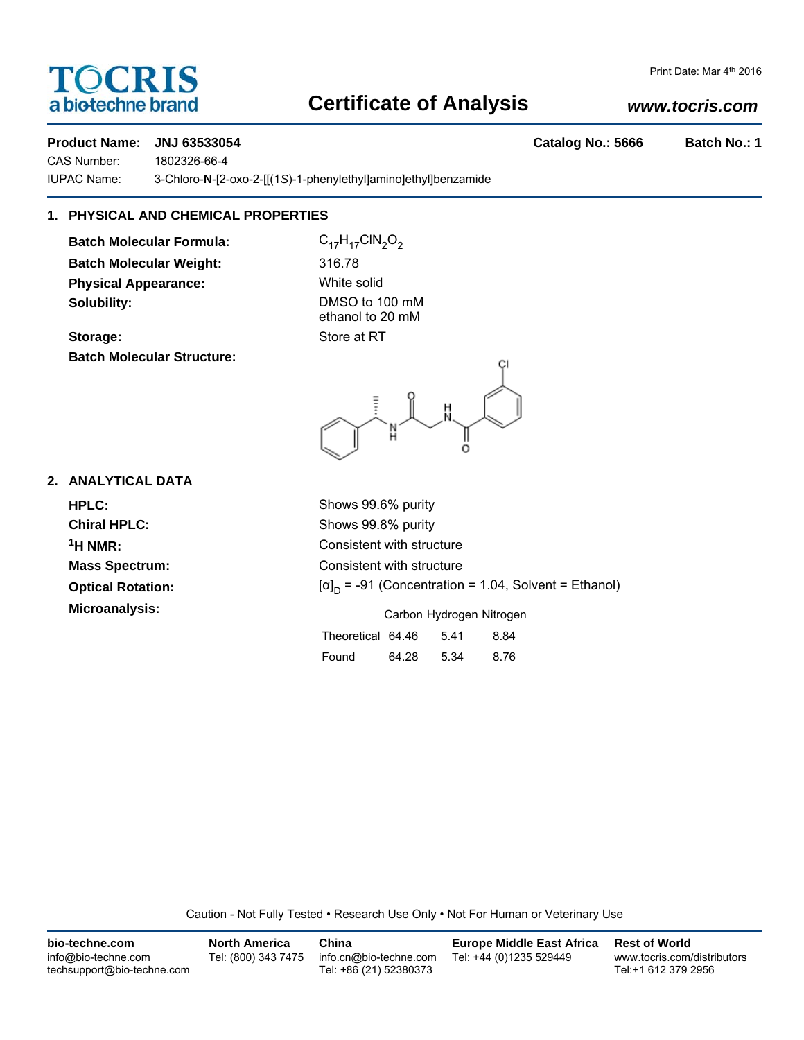# Certificate of Analysis

**TOCRIS** a biotechne brand

Print Date: Mar 4th 2016

*www.tocris.com*

**Product Name:** **JNJ 63533054** **Catalog No.: 5666** **Batch No.: 1**

CAS Number: 1802326-66-4

IUPAC Name: 3-Chloro-**N**-[2-oxo-2-[[(1*S*)-1-phenylethyl]amino]ethyl]benzamide

## 1. PHYSICAL AND CHEMICAL PROPERTIES

**Batch Molecular Formula:** $C_{17}H_{17}ClN_2O_2$

**Batch Molecular Weight:** 316.78

**Physical Appearance:** White solid

**Solubility:** DMSO to 100 mM
ethanol to 20 mM

**Storage:** Store at RT

**Batch Molecular Structure:**

## 2. ANALYTICAL DATA

**HPLC:** Shows 99.6% purity

**Chiral HPLC:** Shows 99.8% purity

**$^1$H NMR:** Consistent with structure

**Mass Spectrum:** Consistent with structure

**Optical Rotation:** $[\alpha]_D$ = -91 (Concentration = 1.04, Solvent = Ethanol)

**Microanalysis:**

| | Carbon | Hydrogen | Nitrogen |
|---|---|---|---|
| Theoretical | 64.46 | 5.41 | 8.84 |
| Found | 64.28 | 5.34 | 8.76 |

Caution - Not Fully Tested • Research Use Only • Not For Human or Veterinary Use

**bio-techne.com**
info@bio-techne.com
techsupport@bio-techne.com

**North America**
Tel: (800) 343 7475

**China**
info.cn@bio-techne.com
Tel: +86 (21) 52380373

**Europe Middle East Africa**
Tel: +44 (0)1235 529449

**Rest of World**
www.tocris.com/distributors
Tel:+1 612 379 2956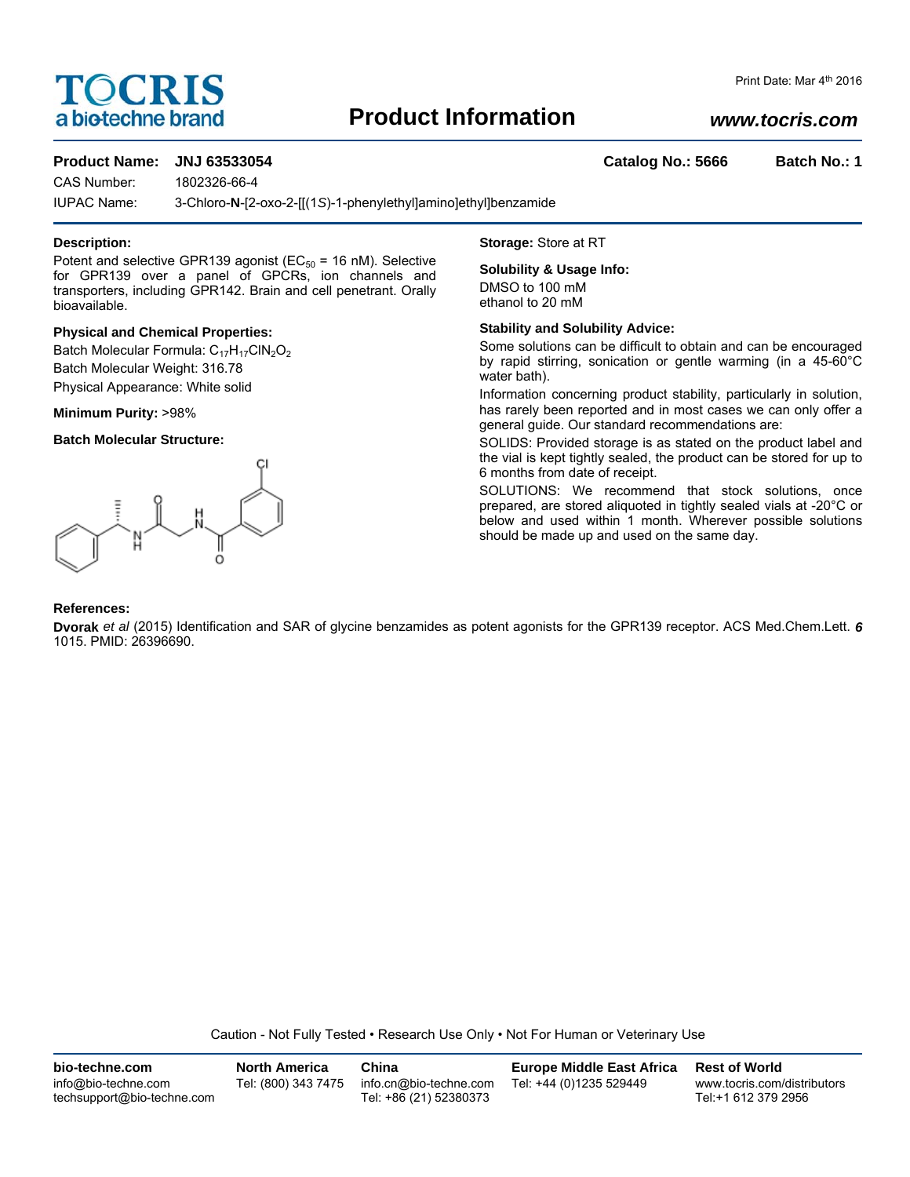# Product Information

**Product Name: JNJ 63533054** **Catalog No.: 5666** **Batch No.: 1**

CAS Number: 1802326-66-4

IUPAC Name: 3-Chloro-**N**-[2-oxo-2-[[(1*S*)-1-phenylethyl]amino]ethyl]benzamide

### Description:

Potent and selective GPR139 agonist ($EC_{50}$ = 16 nM). Selective for GPR139 over a panel of GPCRs, ion channels and transporters, including GPR142. Brain and cell penetrant. Orally bioavailable.

### Physical and Chemical Properties:

Batch Molecular Formula: $C_{17}H_{17}ClN_2O_2$

Batch Molecular Weight: 316.78

Physical Appearance: White solid

**Minimum Purity:** >98%

### Batch Molecular Structure:

**Storage:** Store at RT

### Solubility & Usage Info:

DMSO to 100 mM

ethanol to 20 mM

### Stability and Solubility Advice:

Some solutions can be difficult to obtain and can be encouraged by rapid stirring, sonication or gentle warming (in a 45-60°C water bath).

Information concerning product stability, particularly in solution, has rarely been reported and in most cases we can only offer a general guide. Our standard recommendations are:

SOLIDS: Provided storage is as stated on the product label and the vial is kept tightly sealed, the product can be stored for up to 6 months from date of receipt.

SOLUTIONS: We recommend that stock solutions, once prepared, are stored aliquoted in tightly sealed vials at -20°C or below and used within 1 month. Wherever possible solutions should be made up and used on the same day.

### References:

**Dvorak** *et al* (2015) Identification and SAR of glycine benzamides as potent agonists for the GPR139 receptor. ACS Med.Chem.Lett. ***6*** 1015. PMID: 26396690.

Caution - Not Fully Tested • Research Use Only • Not For Human or Veterinary Use

**bio-techne.com**
info@bio-techne.com
techsupport@bio-techne.com

**North America**
Tel: (800) 343 7475

**China**
info.cn@bio-techne.com
Tel: +86 (21) 52380373

**Europe Middle East Africa**
Tel: +44 (0)1235 529449

**Rest of World**
www.tocris.com/distributors
Tel:+1 612 379 2956